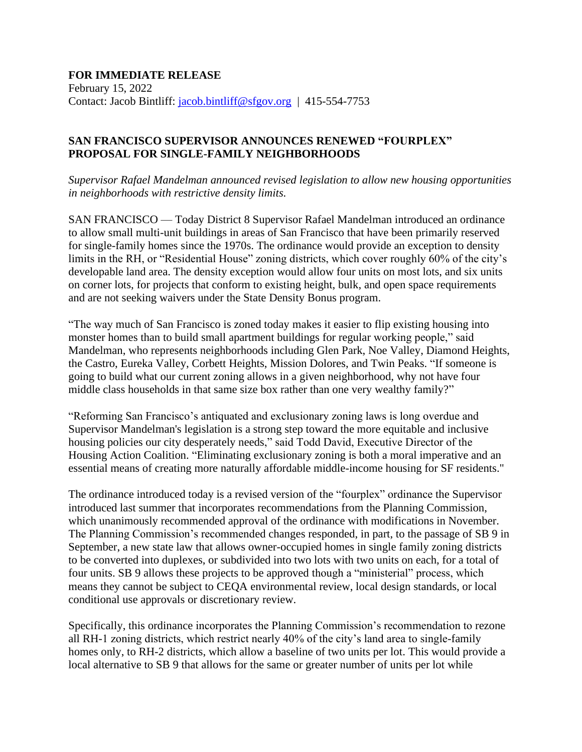**FOR IMMEDIATE RELEASE**
February 15, 2022
Contact: Jacob Bintliff: [jacob.bintliff@sfgov.org](mailto:jacob.bintliff@sfgov.org) | 415-554-7753

**SAN FRANCISCO SUPERVISOR ANNOUNCES RENEWED "FOURPLEX" PROPOSAL FOR SINGLE-FAMILY NEIGHBORHOODS**

*Supervisor Rafael Mandelman announced revised legislation to allow new housing opportunities in neighborhoods with restrictive density limits.*

SAN FRANCISCO — Today District 8 Supervisor Rafael Mandelman introduced an ordinance to allow small multi-unit buildings in areas of San Francisco that have been primarily reserved for single-family homes since the 1970s. The ordinance would provide an exception to density limits in the RH, or "Residential House" zoning districts, which cover roughly 60% of the city's developable land area. The density exception would allow four units on most lots, and six units on corner lots, for projects that conform to existing height, bulk, and open space requirements and are not seeking waivers under the State Density Bonus program.

"The way much of San Francisco is zoned today makes it easier to flip existing housing into monster homes than to build small apartment buildings for regular working people," said Mandelman, who represents neighborhoods including Glen Park, Noe Valley, Diamond Heights, the Castro, Eureka Valley, Corbett Heights, Mission Dolores, and Twin Peaks. "If someone is going to build what our current zoning allows in a given neighborhood, why not have four middle class households in that same size box rather than one very wealthy family?"

"Reforming San Francisco's antiquated and exclusionary zoning laws is long overdue and Supervisor Mandelman's legislation is a strong step toward the more equitable and inclusive housing policies our city desperately needs," said Todd David, Executive Director of the Housing Action Coalition. "Eliminating exclusionary zoning is both a moral imperative and an essential means of creating more naturally affordable middle-income housing for SF residents."

The ordinance introduced today is a revised version of the "fourplex" ordinance the Supervisor introduced last summer that incorporates recommendations from the Planning Commission, which unanimously recommended approval of the ordinance with modifications in November. The Planning Commission's recommended changes responded, in part, to the passage of SB 9 in September, a new state law that allows owner-occupied homes in single family zoning districts to be converted into duplexes, or subdivided into two lots with two units on each, for a total of four units. SB 9 allows these projects to be approved though a "ministerial" process, which means they cannot be subject to CEQA environmental review, local design standards, or local conditional use approvals or discretionary review.

Specifically, this ordinance incorporates the Planning Commission's recommendation to rezone all RH-1 zoning districts, which restrict nearly 40% of the city's land area to single-family homes only, to RH-2 districts, which allow a baseline of two units per lot. This would provide a local alternative to SB 9 that allows for the same or greater number of units per lot while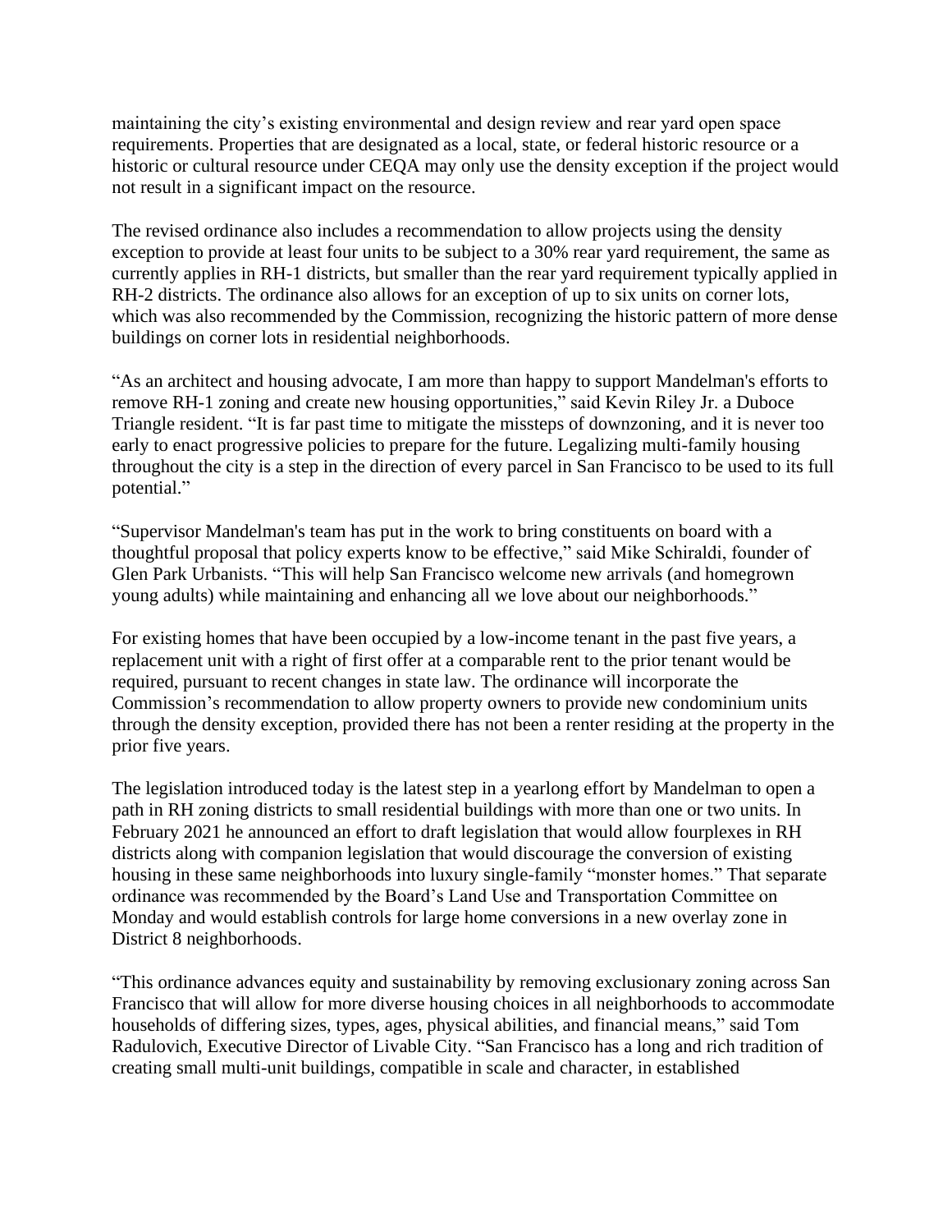maintaining the city's existing environmental and design review and rear yard open space requirements. Properties that are designated as a local, state, or federal historic resource or a historic or cultural resource under CEQA may only use the density exception if the project would not result in a significant impact on the resource.

The revised ordinance also includes a recommendation to allow projects using the density exception to provide at least four units to be subject to a 30% rear yard requirement, the same as currently applies in RH-1 districts, but smaller than the rear yard requirement typically applied in RH-2 districts. The ordinance also allows for an exception of up to six units on corner lots, which was also recommended by the Commission, recognizing the historic pattern of more dense buildings on corner lots in residential neighborhoods.

"As an architect and housing advocate, I am more than happy to support Mandelman's efforts to remove RH-1 zoning and create new housing opportunities," said Kevin Riley Jr. a Duboce Triangle resident. "It is far past time to mitigate the missteps of downzoning, and it is never too early to enact progressive policies to prepare for the future. Legalizing multi-family housing throughout the city is a step in the direction of every parcel in San Francisco to be used to its full potential."

"Supervisor Mandelman's team has put in the work to bring constituents on board with a thoughtful proposal that policy experts know to be effective," said Mike Schiraldi, founder of Glen Park Urbanists. "This will help San Francisco welcome new arrivals (and homegrown young adults) while maintaining and enhancing all we love about our neighborhoods."

For existing homes that have been occupied by a low-income tenant in the past five years, a replacement unit with a right of first offer at a comparable rent to the prior tenant would be required, pursuant to recent changes in state law. The ordinance will incorporate the Commission's recommendation to allow property owners to provide new condominium units through the density exception, provided there has not been a renter residing at the property in the prior five years.

The legislation introduced today is the latest step in a yearlong effort by Mandelman to open a path in RH zoning districts to small residential buildings with more than one or two units. In February 2021 he announced an effort to draft legislation that would allow fourplexes in RH districts along with companion legislation that would discourage the conversion of existing housing in these same neighborhoods into luxury single-family "monster homes." That separate ordinance was recommended by the Board's Land Use and Transportation Committee on Monday and would establish controls for large home conversions in a new overlay zone in District 8 neighborhoods.

"This ordinance advances equity and sustainability by removing exclusionary zoning across San Francisco that will allow for more diverse housing choices in all neighborhoods to accommodate households of differing sizes, types, ages, physical abilities, and financial means," said Tom Radulovich, Executive Director of Livable City. "San Francisco has a long and rich tradition of creating small multi-unit buildings, compatible in scale and character, in established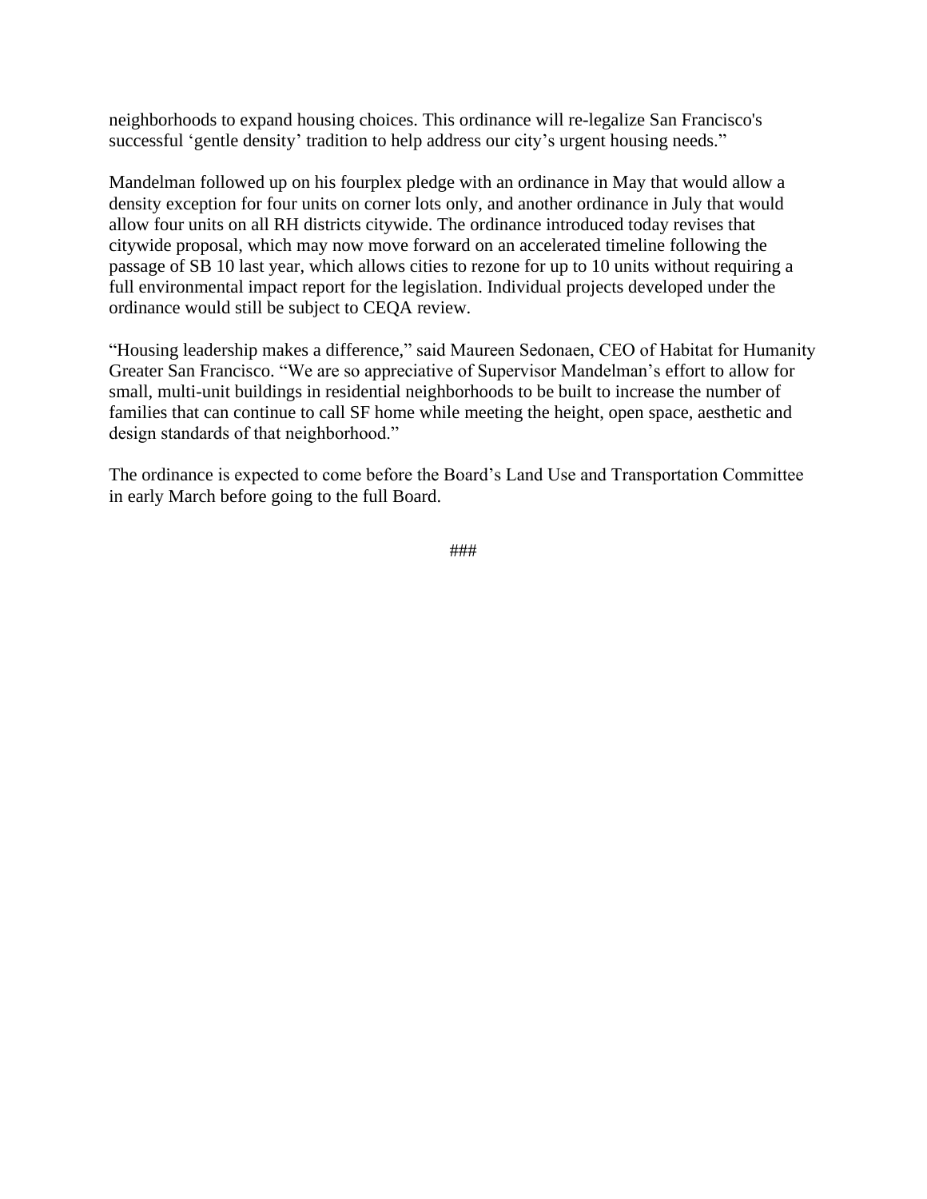neighborhoods to expand housing choices. This ordinance will re-legalize San Francisco's successful 'gentle density' tradition to help address our city's urgent housing needs."

Mandelman followed up on his fourplex pledge with an ordinance in May that would allow a density exception for four units on corner lots only, and another ordinance in July that would allow four units on all RH districts citywide. The ordinance introduced today revises that citywide proposal, which may now move forward on an accelerated timeline following the passage of SB 10 last year, which allows cities to rezone for up to 10 units without requiring a full environmental impact report for the legislation. Individual projects developed under the ordinance would still be subject to CEQA review.

"Housing leadership makes a difference," said Maureen Sedonaen, CEO of Habitat for Humanity Greater San Francisco. "We are so appreciative of Supervisor Mandelman's effort to allow for small, multi-unit buildings in residential neighborhoods to be built to increase the number of families that can continue to call SF home while meeting the height, open space, aesthetic and design standards of that neighborhood."

The ordinance is expected to come before the Board's Land Use and Transportation Committee in early March before going to the full Board.

###